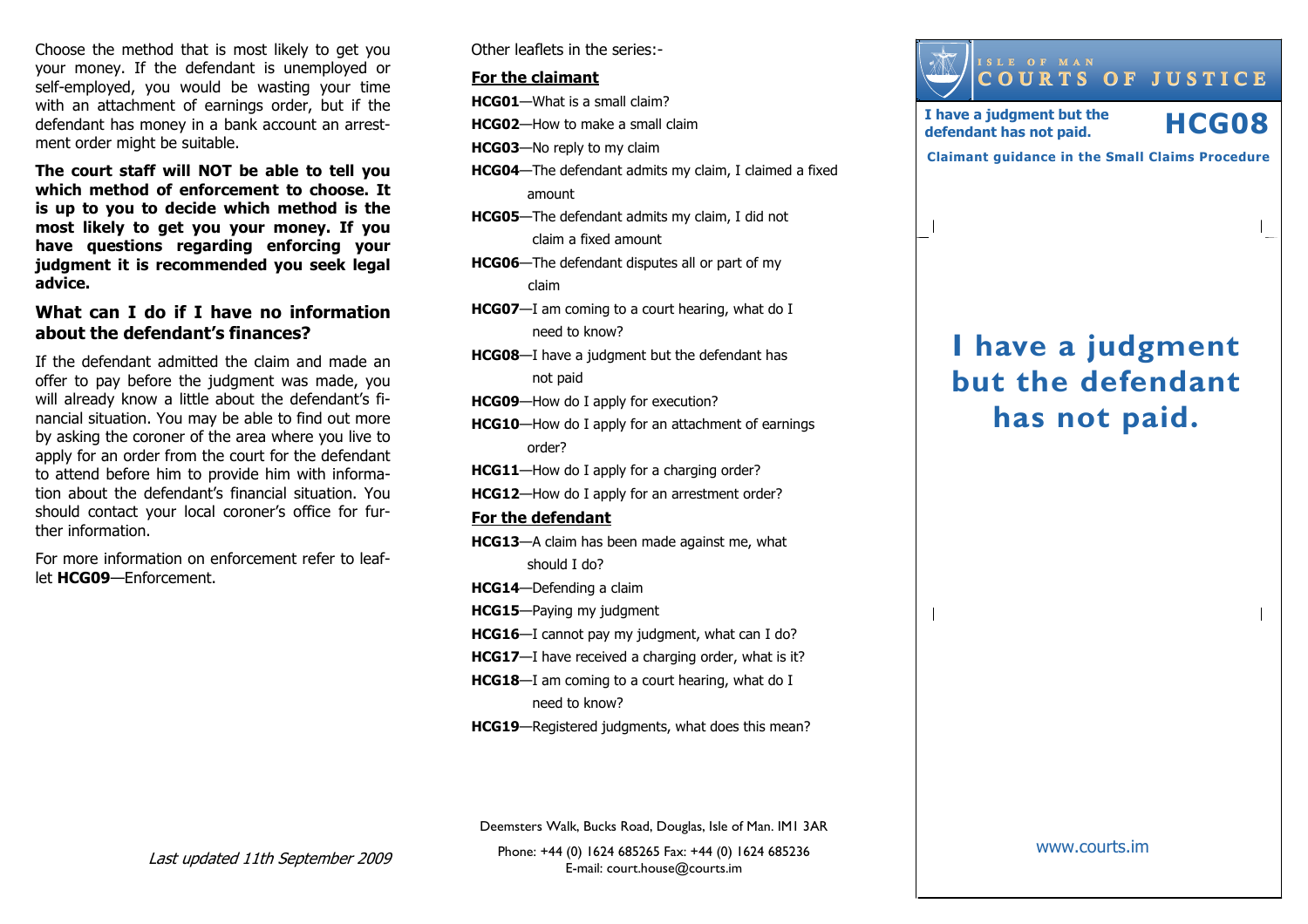Choose the method that is most likely to get you your money. If the defendant is unemployed or self-employed, you would be wasting your time with an attachment of earnings order, but if the defendant has money in a bank account an arrestment order might be suitable.

**The court staff will NOT be able to tell you which method of enforcement to choose. It is up to you to decide which method is the most likely to get you your money. If you have questions regarding enforcing your judgment it is recommended you seek legal advice.**

## What can I do if I have no information about the defendant's finances?

If the defendant admitted the claim and made an offer to pay before the judgment was made, you will already know a little about the defendant's financial situation. You may be able to find out more by asking the coroner of the area where you live to apply for an order from the court for the defendant to attend before him to provide him with information about the defendant's financial situation. You should contact your local coroner's office for further information.

For more information on enforcement refer to leaflet **HCG09**—Enforcement.

*Last updated 11th September 2009*

Other leaflets in the series:-

**For the claimant**

- **HCG01**—What is a small claim?
- **HCG02**—How to make a small claim
- **HCG03**—No reply to my claim
- **HCG04**—The defendant admits my claim, I claimed a fixed amount
- **HCG05**—The defendant admits my claim, I did not claim a fixed amount
- **HCG06**—The defendant disputes all or part of my claim
- **HCG07**—I am coming to a court hearing, what do I need to know?
- **HCG08**—I have a judgment but the defendant has not paid
- **HCG09**—How do I apply for execution?
- **HCG10**—How do I apply for an attachment of earnings order?
- **HCG11**—How do I apply for a charging order?
- **HCG12**—How do I apply for an arrestment order?

**For the defendant**

- **HCG13**—A claim has been made against me, what should I do?
- **HCG14**—Defending a claim
- **HCG15**—Paying my judgment
- **HCG16**—I cannot pay my judgment, what can I do?
- **HCG17**—I have received a charging order, what is it?
- **HCG18**—I am coming to a court hearing, what do I need to know?
- **HCG19**—Registered judgments, what does this mean?

Deemsters Walk, Bucks Road, Douglas, Isle of Man. IM1 3AR

Phone: +44 (0) 1624 685265 Fax: +44 (0) 1624 685236
E-mail: court.house@courts.im

ISLE OF MAN
COURTS OF JUSTICE

**I have a judgment but the defendant has not paid.** **HCG08**

**Claimant guidance in the Small Claims Procedure**

# I have a judgment but the defendant has not paid.

www.courts.im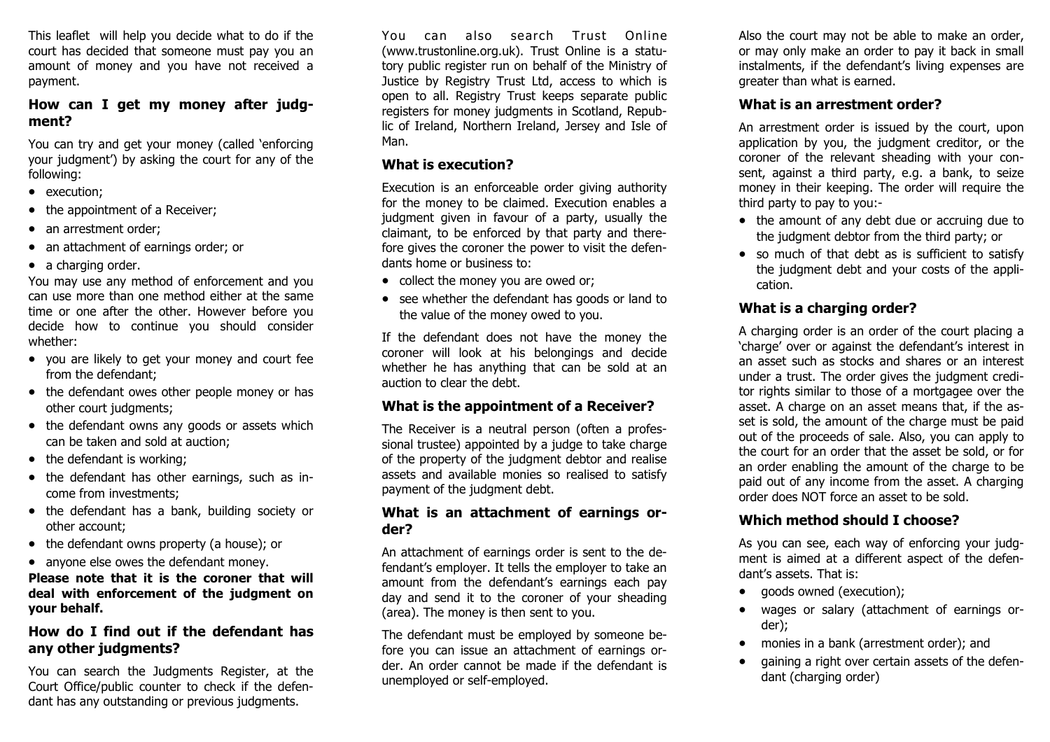This leaflet will help you decide what to do if the court has decided that someone must pay you an amount of money and you have not received a payment.

### How can I get my money after judgment?

You can try and get your money (called 'enforcing your judgment') by asking the court for any of the following:

- execution;
- the appointment of a Receiver;
- an arrestment order;
- an attachment of earnings order; or
- a charging order.

You may use any method of enforcement and you can use more than one method either at the same time or one after the other. However before you decide how to continue you should consider whether:

- you are likely to get your money and court fee from the defendant;
- the defendant owes other people money or has other court judgments;
- the defendant owns any goods or assets which can be taken and sold at auction;
- the defendant is working;
- the defendant has other earnings, such as income from investments;
- the defendant has a bank, building society or other account;
- the defendant owns property (a house); or
- anyone else owes the defendant money.

**Please note that it is the coroner that will deal with enforcement of the judgment on your behalf.**

### How do I find out if the defendant has any other judgments?

You can search the Judgments Register, at the Court Office/public counter to check if the defendant has any outstanding or previous judgments.

You can also search Trust Online (www.trustonline.org.uk). Trust Online is a statutory public register run on behalf of the Ministry of Justice by Registry Trust Ltd, access to which is open to all. Registry Trust keeps separate public registers for money judgments in Scotland, Republic of Ireland, Northern Ireland, Jersey and Isle of Man.

### What is execution?

Execution is an enforceable order giving authority for the money to be claimed. Execution enables a judgment given in favour of a party, usually the claimant, to be enforced by that party and therefore gives the coroner the power to visit the defendants home or business to:

- collect the money you are owed or;
- see whether the defendant has goods or land to the value of the money owed to you.

If the defendant does not have the money the coroner will look at his belongings and decide whether he has anything that can be sold at an auction to clear the debt.

### What is the appointment of a Receiver?

The Receiver is a neutral person (often a professional trustee) appointed by a judge to take charge of the property of the judgment debtor and realise assets and available monies so realised to satisfy payment of the judgment debt.

### What is an attachment of earnings order?

An attachment of earnings order is sent to the defendant's employer. It tells the employer to take an amount from the defendant's earnings each pay day and send it to the coroner of your sheading (area). The money is then sent to you.

The defendant must be employed by someone before you can issue an attachment of earnings order. An order cannot be made if the defendant is unemployed or self-employed.

Also the court may not be able to make an order, or may only make an order to pay it back in small instalments, if the defendant's living expenses are greater than what is earned.

### What is an arrestment order?

An arrestment order is issued by the court, upon application by you, the judgment creditor, or the coroner of the relevant sheading with your consent, against a third party, e.g. a bank, to seize money in their keeping. The order will require the third party to pay to you:-

- the amount of any debt due or accruing due to the judgment debtor from the third party; or
- so much of that debt as is sufficient to satisfy the judgment debt and your costs of the application.

### What is a charging order?

A charging order is an order of the court placing a 'charge' over or against the defendant's interest in an asset such as stocks and shares or an interest under a trust. The order gives the judgment creditor rights similar to those of a mortgagee over the asset. A charge on an asset means that, if the asset is sold, the amount of the charge must be paid out of the proceeds of sale. Also, you can apply to the court for an order that the asset be sold, or for an order enabling the amount of the charge to be paid out of any income from the asset. A charging order does NOT force an asset to be sold.

### Which method should I choose?

As you can see, each way of enforcing your judgment is aimed at a different aspect of the defendant's assets. That is:

- goods owned (execution);
- wages or salary (attachment of earnings order);
- monies in a bank (arrestment order); and
- gaining a right over certain assets of the defendant (charging order)